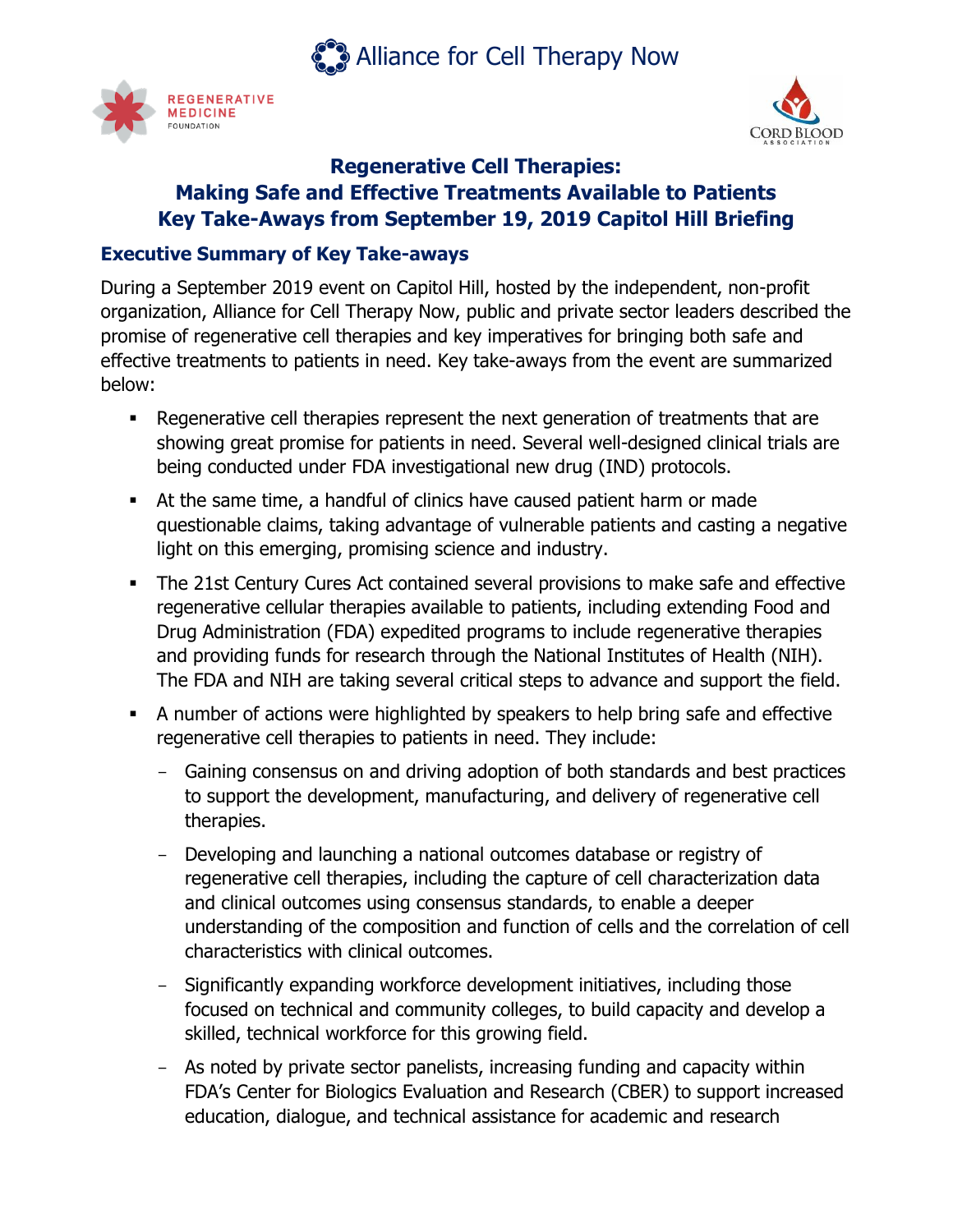Alliance for Cell Therapy Now

REGENERATIVE MEDICINE FOUNDATION

CORD BLOOD ASSOCIATION

# Regenerative Cell Therapies: Making Safe and Effective Treatments Available to Patients Key Take-Aways from September 19, 2019 Capitol Hill Briefing

## Executive Summary of Key Take-aways

During a September 2019 event on Capitol Hill, hosted by the independent, non-profit organization, Alliance for Cell Therapy Now, public and private sector leaders described the promise of regenerative cell therapies and key imperatives for bringing both safe and effective treatments to patients in need. Key take-aways from the event are summarized below:

- Regenerative cell therapies represent the next generation of treatments that are showing great promise for patients in need. Several well-designed clinical trials are being conducted under FDA investigational new drug (IND) protocols.
- At the same time, a handful of clinics have caused patient harm or made questionable claims, taking advantage of vulnerable patients and casting a negative light on this emerging, promising science and industry.
- The 21st Century Cures Act contained several provisions to make safe and effective regenerative cellular therapies available to patients, including extending Food and Drug Administration (FDA) expedited programs to include regenerative therapies and providing funds for research through the National Institutes of Health (NIH). The FDA and NIH are taking several critical steps to advance and support the field.
- A number of actions were highlighted by speakers to help bring safe and effective regenerative cell therapies to patients in need. They include:
  - Gaining consensus on and driving adoption of both standards and best practices to support the development, manufacturing, and delivery of regenerative cell therapies.
  - Developing and launching a national outcomes database or registry of regenerative cell therapies, including the capture of cell characterization data and clinical outcomes using consensus standards, to enable a deeper understanding of the composition and function of cells and the correlation of cell characteristics with clinical outcomes.
  - Significantly expanding workforce development initiatives, including those focused on technical and community colleges, to build capacity and develop a skilled, technical workforce for this growing field.
  - As noted by private sector panelists, increasing funding and capacity within FDA's Center for Biologics Evaluation and Research (CBER) to support increased education, dialogue, and technical assistance for academic and research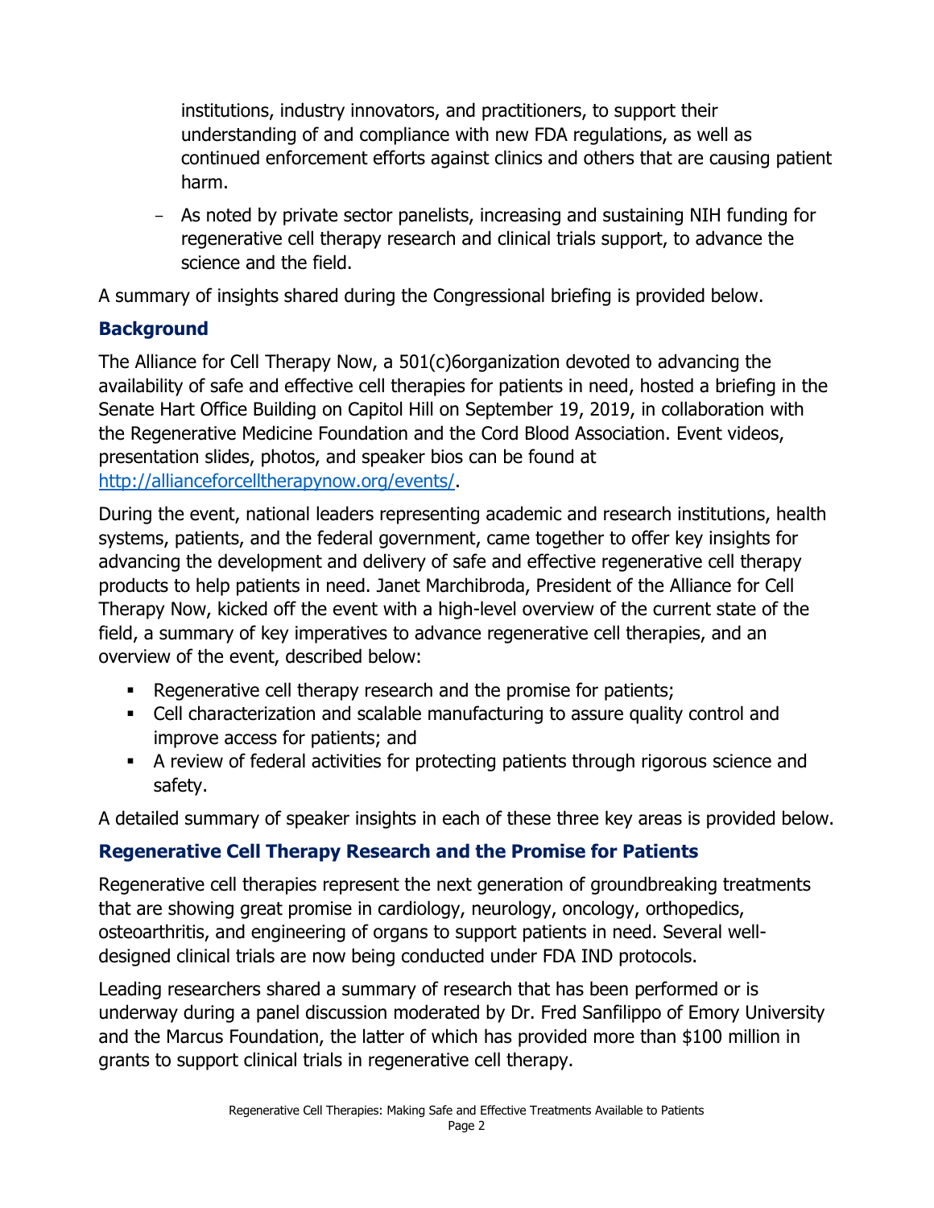institutions, industry innovators, and practitioners, to support their understanding of and compliance with new FDA regulations, as well as continued enforcement efforts against clinics and others that are causing patient harm.

- As noted by private sector panelists, increasing and sustaining NIH funding for regenerative cell therapy research and clinical trials support, to advance the science and the field.

A summary of insights shared during the Congressional briefing is provided below.

## Background

The Alliance for Cell Therapy Now, a 501(c)6organization devoted to advancing the availability of safe and effective cell therapies for patients in need, hosted a briefing in the Senate Hart Office Building on Capitol Hill on September 19, 2019, in collaboration with the Regenerative Medicine Foundation and the Cord Blood Association. Event videos, presentation slides, photos, and speaker bios can be found at http://allianceforcelltherapynow.org/events/.

During the event, national leaders representing academic and research institutions, health systems, patients, and the federal government, came together to offer key insights for advancing the development and delivery of safe and effective regenerative cell therapy products to help patients in need. Janet Marchibroda, President of the Alliance for Cell Therapy Now, kicked off the event with a high-level overview of the current state of the field, a summary of key imperatives to advance regenerative cell therapies, and an overview of the event, described below:

- Regenerative cell therapy research and the promise for patients;
- Cell characterization and scalable manufacturing to assure quality control and improve access for patients; and
- A review of federal activities for protecting patients through rigorous science and safety.

A detailed summary of speaker insights in each of these three key areas is provided below.

## Regenerative Cell Therapy Research and the Promise for Patients

Regenerative cell therapies represent the next generation of groundbreaking treatments that are showing great promise in cardiology, neurology, oncology, orthopedics, osteoarthritis, and engineering of organs to support patients in need. Several well-designed clinical trials are now being conducted under FDA IND protocols.

Leading researchers shared a summary of research that has been performed or is underway during a panel discussion moderated by Dr. Fred Sanfilippo of Emory University and the Marcus Foundation, the latter of which has provided more than $100 million in grants to support clinical trials in regenerative cell therapy.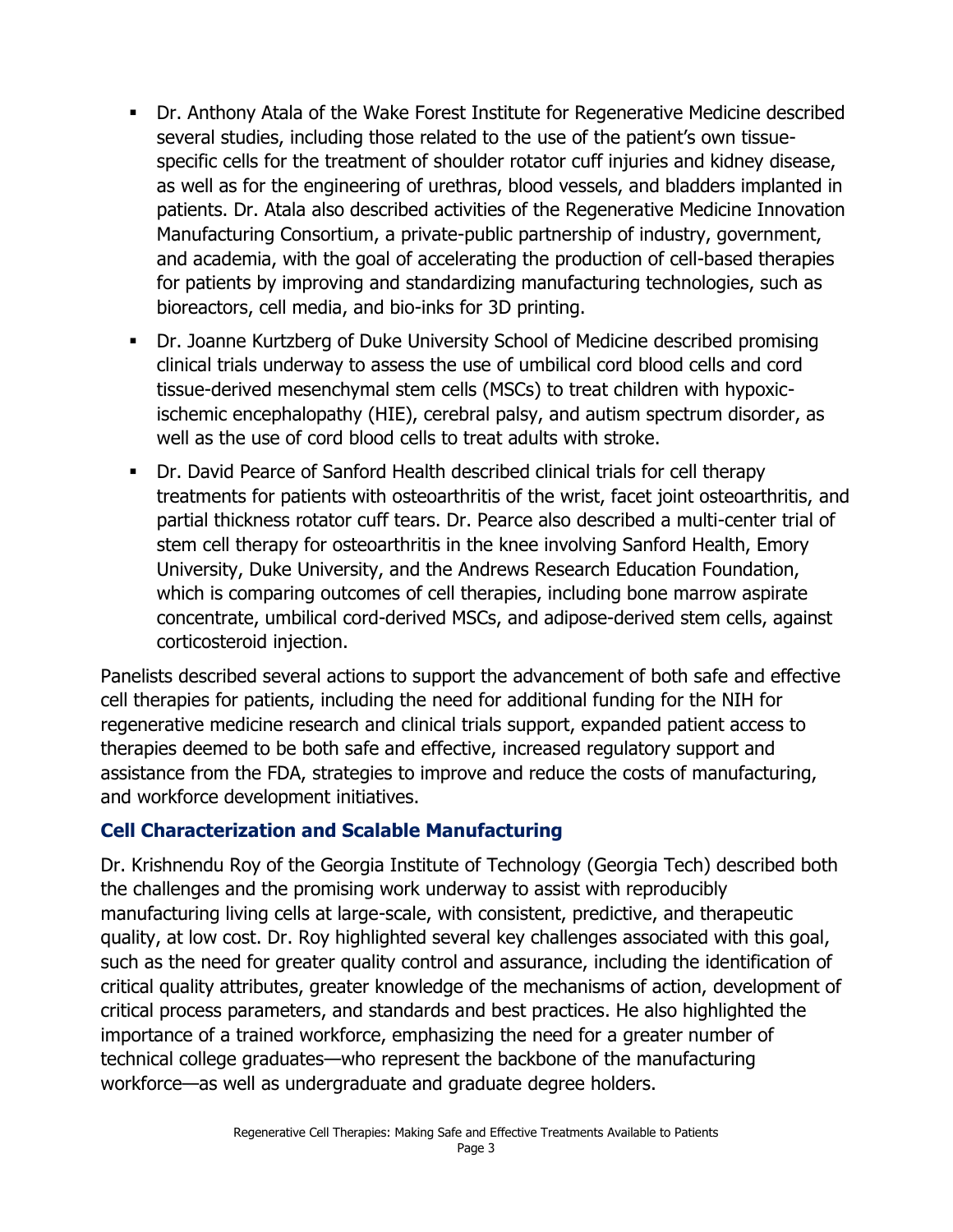- Dr. Anthony Atala of the Wake Forest Institute for Regenerative Medicine described several studies, including those related to the use of the patient's own tissue-specific cells for the treatment of shoulder rotator cuff injuries and kidney disease, as well as for the engineering of urethras, blood vessels, and bladders implanted in patients. Dr. Atala also described activities of the Regenerative Medicine Innovation Manufacturing Consortium, a private-public partnership of industry, government, and academia, with the goal of accelerating the production of cell-based therapies for patients by improving and standardizing manufacturing technologies, such as bioreactors, cell media, and bio-inks for 3D printing.
- Dr. Joanne Kurtzberg of Duke University School of Medicine described promising clinical trials underway to assess the use of umbilical cord blood cells and cord tissue-derived mesenchymal stem cells (MSCs) to treat children with hypoxic-ischemic encephalopathy (HIE), cerebral palsy, and autism spectrum disorder, as well as the use of cord blood cells to treat adults with stroke.
- Dr. David Pearce of Sanford Health described clinical trials for cell therapy treatments for patients with osteoarthritis of the wrist, facet joint osteoarthritis, and partial thickness rotator cuff tears. Dr. Pearce also described a multi-center trial of stem cell therapy for osteoarthritis in the knee involving Sanford Health, Emory University, Duke University, and the Andrews Research Education Foundation, which is comparing outcomes of cell therapies, including bone marrow aspirate concentrate, umbilical cord-derived MSCs, and adipose-derived stem cells, against corticosteroid injection.

Panelists described several actions to support the advancement of both safe and effective cell therapies for patients, including the need for additional funding for the NIH for regenerative medicine research and clinical trials support, expanded patient access to therapies deemed to be both safe and effective, increased regulatory support and assistance from the FDA, strategies to improve and reduce the costs of manufacturing, and workforce development initiatives.

### Cell Characterization and Scalable Manufacturing

Dr. Krishnendu Roy of the Georgia Institute of Technology (Georgia Tech) described both the challenges and the promising work underway to assist with reproducibly manufacturing living cells at large-scale, with consistent, predictive, and therapeutic quality, at low cost. Dr. Roy highlighted several key challenges associated with this goal, such as the need for greater quality control and assurance, including the identification of critical quality attributes, greater knowledge of the mechanisms of action, development of critical process parameters, and standards and best practices. He also highlighted the importance of a trained workforce, emphasizing the need for a greater number of technical college graduates—who represent the backbone of the manufacturing workforce—as well as undergraduate and graduate degree holders.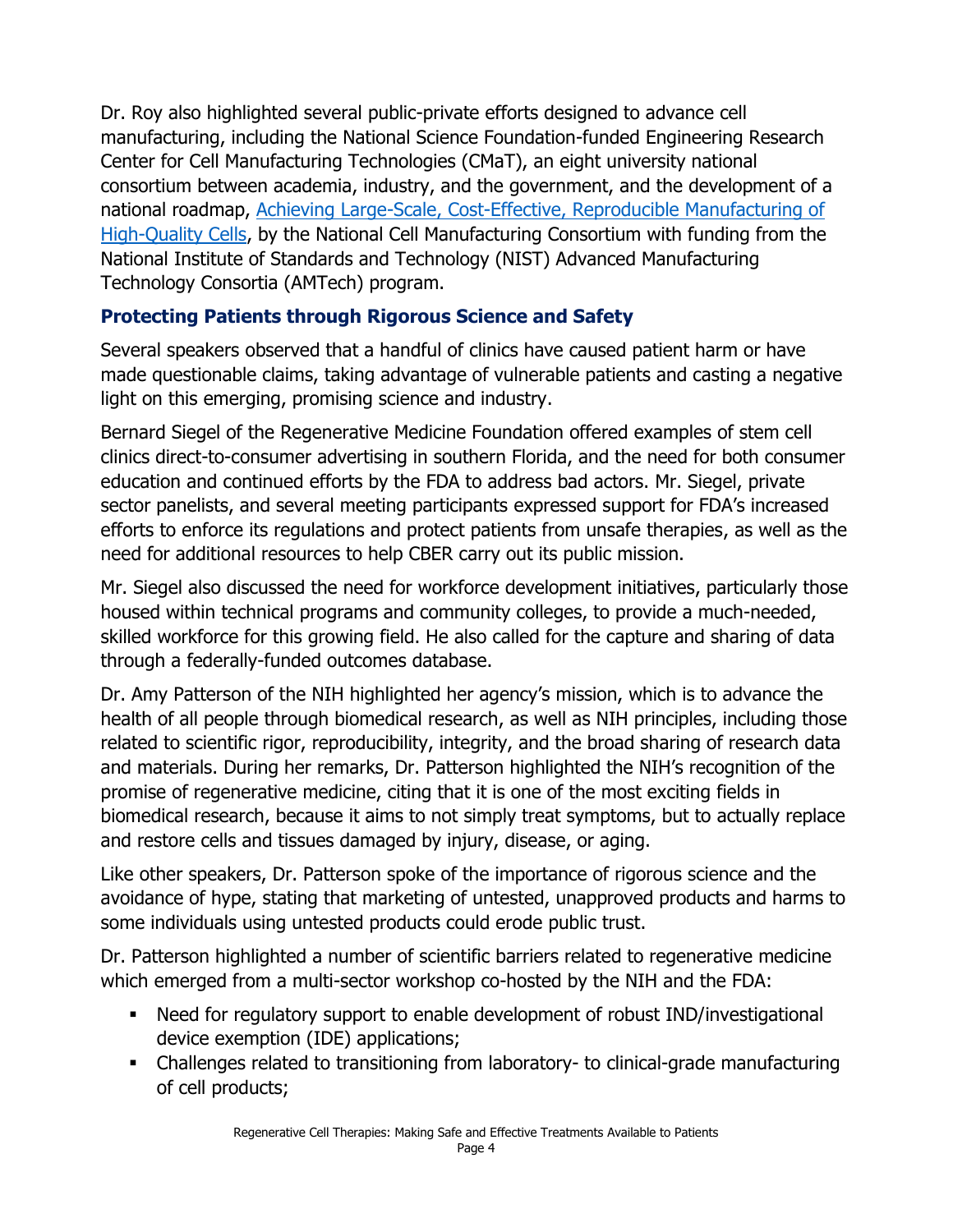Dr. Roy also highlighted several public-private efforts designed to advance cell manufacturing, including the National Science Foundation-funded Engineering Research Center for Cell Manufacturing Technologies (CMaT), an eight university national consortium between academia, industry, and the government, and the development of a national roadmap, [Achieving Large-Scale, Cost-Effective, Reproducible Manufacturing of High-Quality Cells](), by the National Cell Manufacturing Consortium with funding from the National Institute of Standards and Technology (NIST) Advanced Manufacturing Technology Consortia (AMTech) program.

### Protecting Patients through Rigorous Science and Safety

Several speakers observed that a handful of clinics have caused patient harm or have made questionable claims, taking advantage of vulnerable patients and casting a negative light on this emerging, promising science and industry.

Bernard Siegel of the Regenerative Medicine Foundation offered examples of stem cell clinics direct-to-consumer advertising in southern Florida, and the need for both consumer education and continued efforts by the FDA to address bad actors. Mr. Siegel, private sector panelists, and several meeting participants expressed support for FDA's increased efforts to enforce its regulations and protect patients from unsafe therapies, as well as the need for additional resources to help CBER carry out its public mission.

Mr. Siegel also discussed the need for workforce development initiatives, particularly those housed within technical programs and community colleges, to provide a much-needed, skilled workforce for this growing field. He also called for the capture and sharing of data through a federally-funded outcomes database.

Dr. Amy Patterson of the NIH highlighted her agency's mission, which is to advance the health of all people through biomedical research, as well as NIH principles, including those related to scientific rigor, reproducibility, integrity, and the broad sharing of research data and materials. During her remarks, Dr. Patterson highlighted the NIH's recognition of the promise of regenerative medicine, citing that it is one of the most exciting fields in biomedical research, because it aims to not simply treat symptoms, but to actually replace and restore cells and tissues damaged by injury, disease, or aging.

Like other speakers, Dr. Patterson spoke of the importance of rigorous science and the avoidance of hype, stating that marketing of untested, unapproved products and harms to some individuals using untested products could erode public trust.

Dr. Patterson highlighted a number of scientific barriers related to regenerative medicine which emerged from a multi-sector workshop co-hosted by the NIH and the FDA:

- Need for regulatory support to enable development of robust IND/investigational device exemption (IDE) applications;
- Challenges related to transitioning from laboratory- to clinical-grade manufacturing of cell products;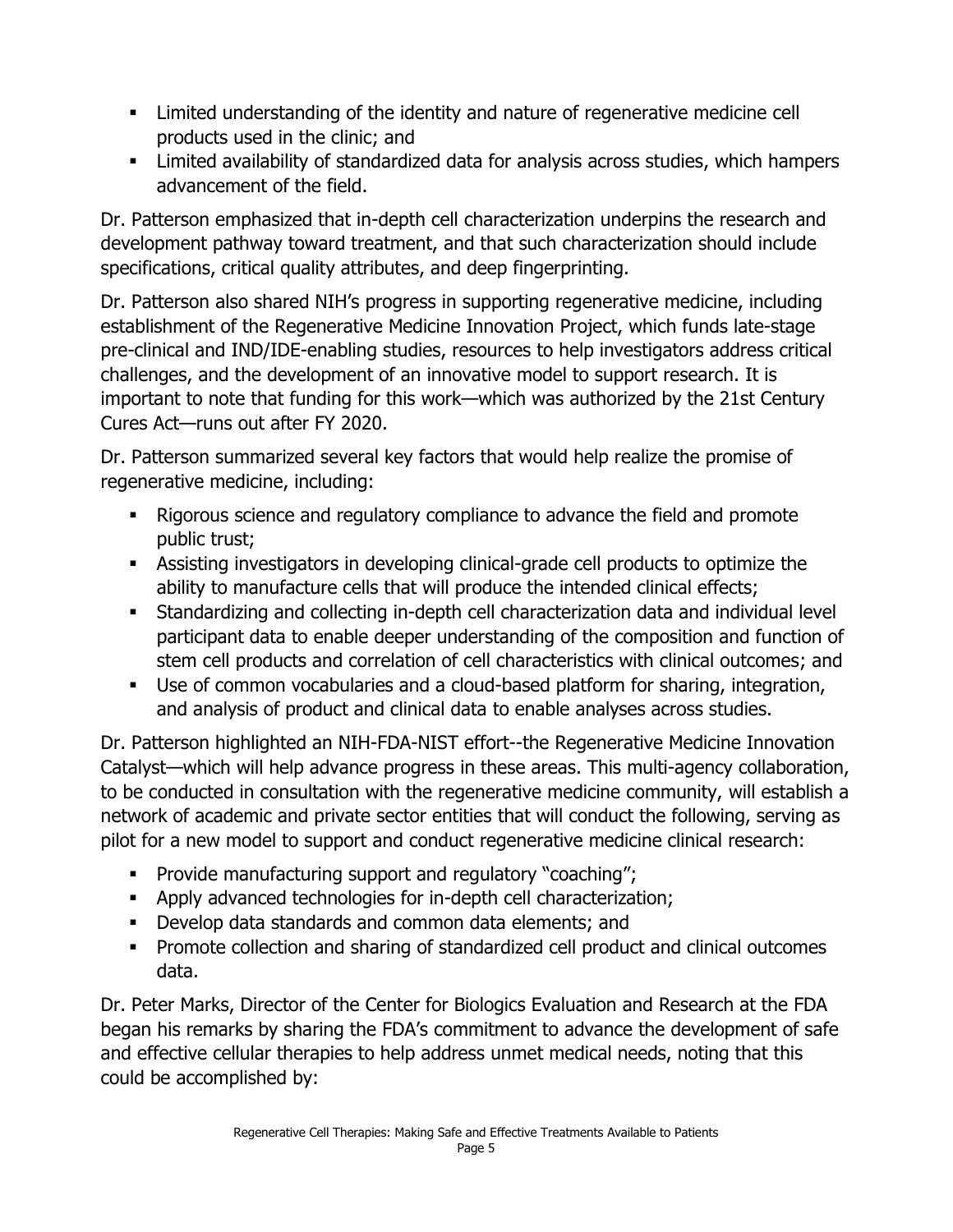- Limited understanding of the identity and nature of regenerative medicine cell products used in the clinic; and
- Limited availability of standardized data for analysis across studies, which hampers advancement of the field.

Dr. Patterson emphasized that in-depth cell characterization underpins the research and development pathway toward treatment, and that such characterization should include specifications, critical quality attributes, and deep fingerprinting.

Dr. Patterson also shared NIH's progress in supporting regenerative medicine, including establishment of the Regenerative Medicine Innovation Project, which funds late-stage pre-clinical and IND/IDE-enabling studies, resources to help investigators address critical challenges, and the development of an innovative model to support research. It is important to note that funding for this work—which was authorized by the 21st Century Cures Act—runs out after FY 2020.

Dr. Patterson summarized several key factors that would help realize the promise of regenerative medicine, including:

- Rigorous science and regulatory compliance to advance the field and promote public trust;
- Assisting investigators in developing clinical-grade cell products to optimize the ability to manufacture cells that will produce the intended clinical effects;
- Standardizing and collecting in-depth cell characterization data and individual level participant data to enable deeper understanding of the composition and function of stem cell products and correlation of cell characteristics with clinical outcomes; and
- Use of common vocabularies and a cloud-based platform for sharing, integration, and analysis of product and clinical data to enable analyses across studies.

Dr. Patterson highlighted an NIH-FDA-NIST effort--the Regenerative Medicine Innovation Catalyst—which will help advance progress in these areas. This multi-agency collaboration, to be conducted in consultation with the regenerative medicine community, will establish a network of academic and private sector entities that will conduct the following, serving as pilot for a new model to support and conduct regenerative medicine clinical research:

- Provide manufacturing support and regulatory "coaching";
- Apply advanced technologies for in-depth cell characterization;
- Develop data standards and common data elements; and
- Promote collection and sharing of standardized cell product and clinical outcomes data.

Dr. Peter Marks, Director of the Center for Biologics Evaluation and Research at the FDA began his remarks by sharing the FDA's commitment to advance the development of safe and effective cellular therapies to help address unmet medical needs, noting that this could be accomplished by: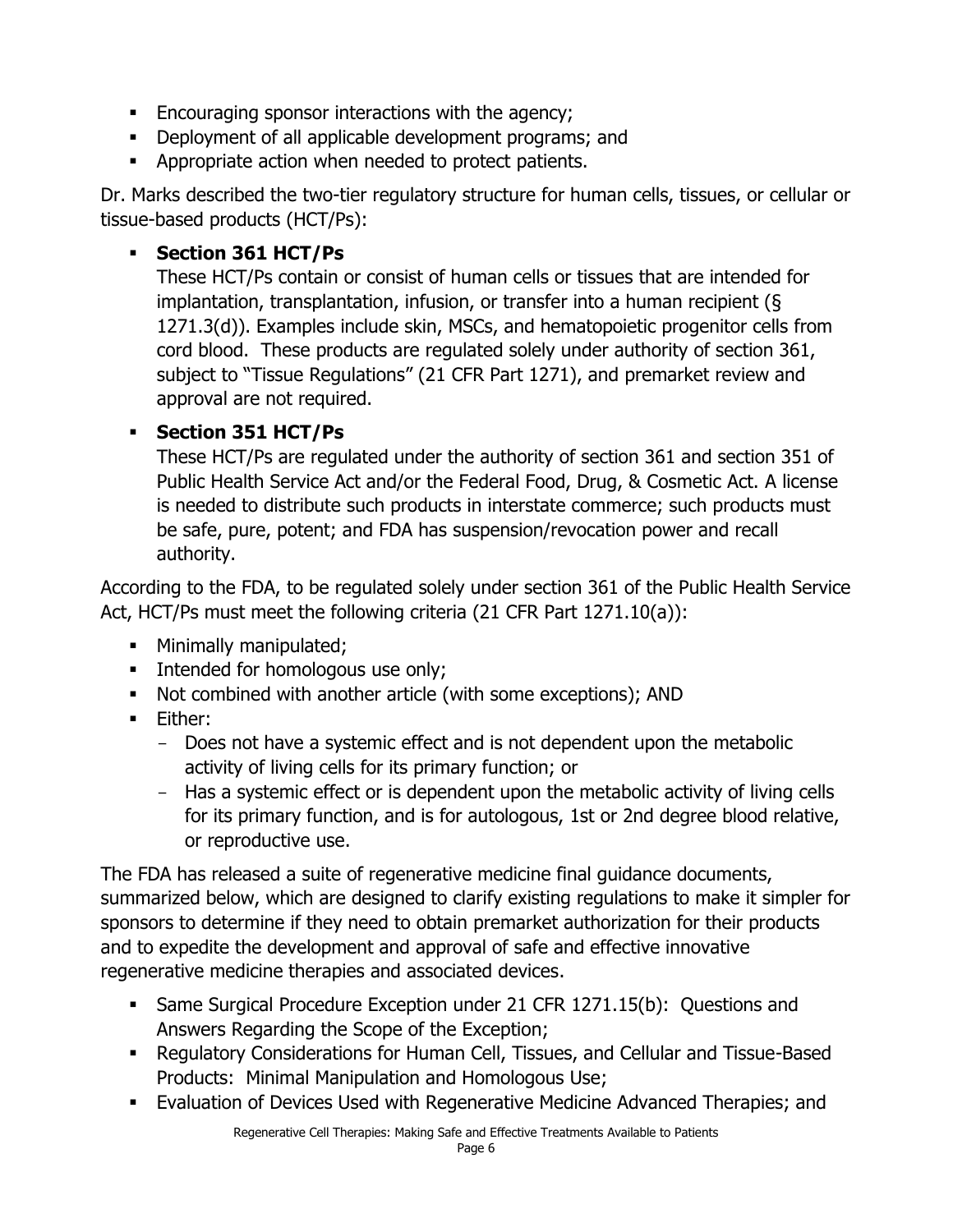- Encouraging sponsor interactions with the agency;
- Deployment of all applicable development programs; and
- Appropriate action when needed to protect patients.

Dr. Marks described the two-tier regulatory structure for human cells, tissues, or cellular or tissue-based products (HCT/Ps):

- **Section 361 HCT/Ps**
  These HCT/Ps contain or consist of human cells or tissues that are intended for implantation, transplantation, infusion, or transfer into a human recipient (§ 1271.3(d)). Examples include skin, MSCs, and hematopoietic progenitor cells from cord blood. These products are regulated solely under authority of section 361, subject to "Tissue Regulations" (21 CFR Part 1271), and premarket review and approval are not required.
- **Section 351 HCT/Ps**
  These HCT/Ps are regulated under the authority of section 361 and section 351 of Public Health Service Act and/or the Federal Food, Drug, & Cosmetic Act. A license is needed to distribute such products in interstate commerce; such products must be safe, pure, potent; and FDA has suspension/revocation power and recall authority.

According to the FDA, to be regulated solely under section 361 of the Public Health Service Act, HCT/Ps must meet the following criteria (21 CFR Part 1271.10(a)):

- Minimally manipulated;
- Intended for homologous use only;
- Not combined with another article (with some exceptions); AND
- Either:
  - Does not have a systemic effect and is not dependent upon the metabolic activity of living cells for its primary function; or
  - Has a systemic effect or is dependent upon the metabolic activity of living cells for its primary function, and is for autologous, 1st or 2nd degree blood relative, or reproductive use.

The FDA has released a suite of regenerative medicine final guidance documents, summarized below, which are designed to clarify existing regulations to make it simpler for sponsors to determine if they need to obtain premarket authorization for their products and to expedite the development and approval of safe and effective innovative regenerative medicine therapies and associated devices.

- Same Surgical Procedure Exception under 21 CFR 1271.15(b): Questions and Answers Regarding the Scope of the Exception;
- Regulatory Considerations for Human Cell, Tissues, and Cellular and Tissue-Based Products: Minimal Manipulation and Homologous Use;
- Evaluation of Devices Used with Regenerative Medicine Advanced Therapies; and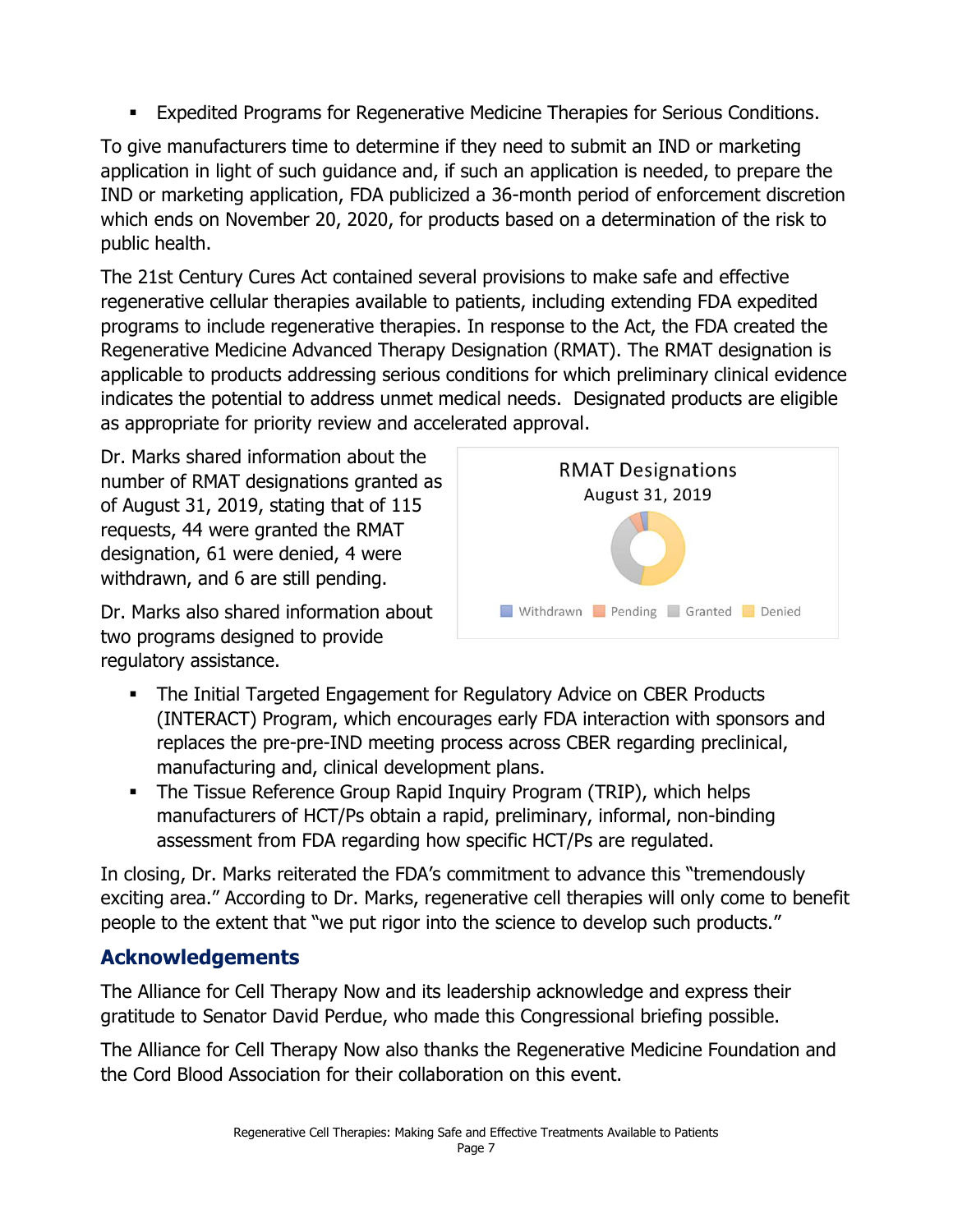- Expedited Programs for Regenerative Medicine Therapies for Serious Conditions.

To give manufacturers time to determine if they need to submit an IND or marketing application in light of such guidance and, if such an application is needed, to prepare the IND or marketing application, FDA publicized a 36-month period of enforcement discretion which ends on November 20, 2020, for products based on a determination of the risk to public health.

The 21st Century Cures Act contained several provisions to make safe and effective regenerative cellular therapies available to patients, including extending FDA expedited programs to include regenerative therapies. In response to the Act, the FDA created the Regenerative Medicine Advanced Therapy Designation (RMAT). The RMAT designation is applicable to products addressing serious conditions for which preliminary clinical evidence indicates the potential to address unmet medical needs. Designated products are eligible as appropriate for priority review and accelerated approval.

Dr. Marks shared information about the number of RMAT designations granted as of August 31, 2019, stating that of 115 requests, 44 were granted the RMAT designation, 61 were denied, 4 were withdrawn, and 6 are still pending.

RMAT Designations
August 31, 2019

Withdrawn | Pending | Granted | Denied

Dr. Marks also shared information about two programs designed to provide regulatory assistance.

- The Initial Targeted Engagement for Regulatory Advice on CBER Products (INTERACT) Program, which encourages early FDA interaction with sponsors and replaces the pre-pre-IND meeting process across CBER regarding preclinical, manufacturing and, clinical development plans.
- The Tissue Reference Group Rapid Inquiry Program (TRIP), which helps manufacturers of HCT/Ps obtain a rapid, preliminary, informal, non-binding assessment from FDA regarding how specific HCT/Ps are regulated.

In closing, Dr. Marks reiterated the FDA's commitment to advance this "tremendously exciting area." According to Dr. Marks, regenerative cell therapies will only come to benefit people to the extent that "we put rigor into the science to develop such products."

## Acknowledgements

The Alliance for Cell Therapy Now and its leadership acknowledge and express their gratitude to Senator David Perdue, who made this Congressional briefing possible.

The Alliance for Cell Therapy Now also thanks the Regenerative Medicine Foundation and the Cord Blood Association for their collaboration on this event.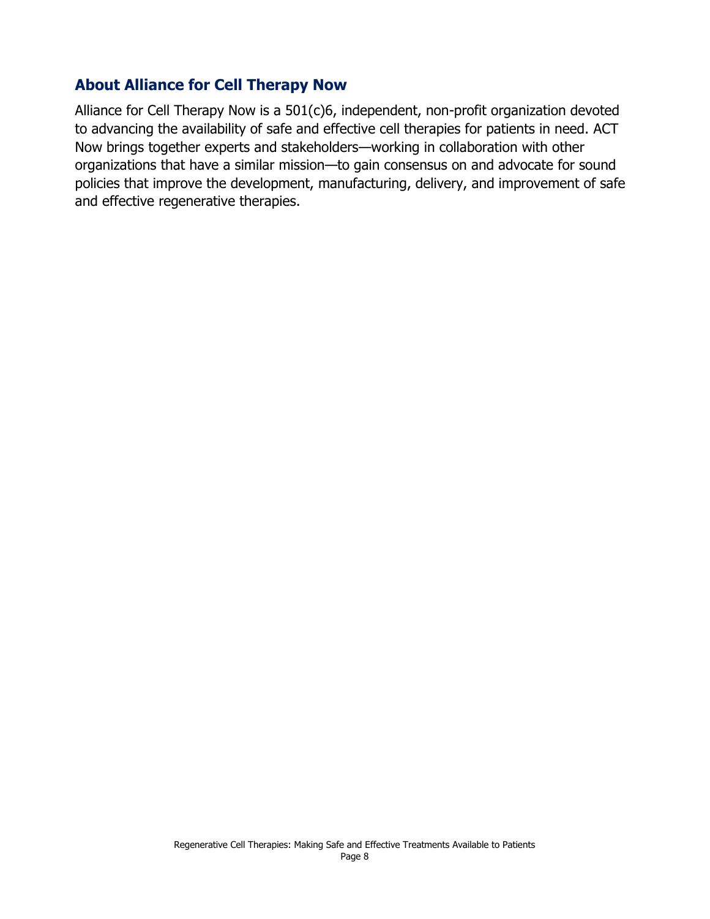## About Alliance for Cell Therapy Now

Alliance for Cell Therapy Now is a 501(c)6, independent, non-profit organization devoted to advancing the availability of safe and effective cell therapies for patients in need. ACT Now brings together experts and stakeholders—working in collaboration with other organizations that have a similar mission—to gain consensus on and advocate for sound policies that improve the development, manufacturing, delivery, and improvement of safe and effective regenerative therapies.